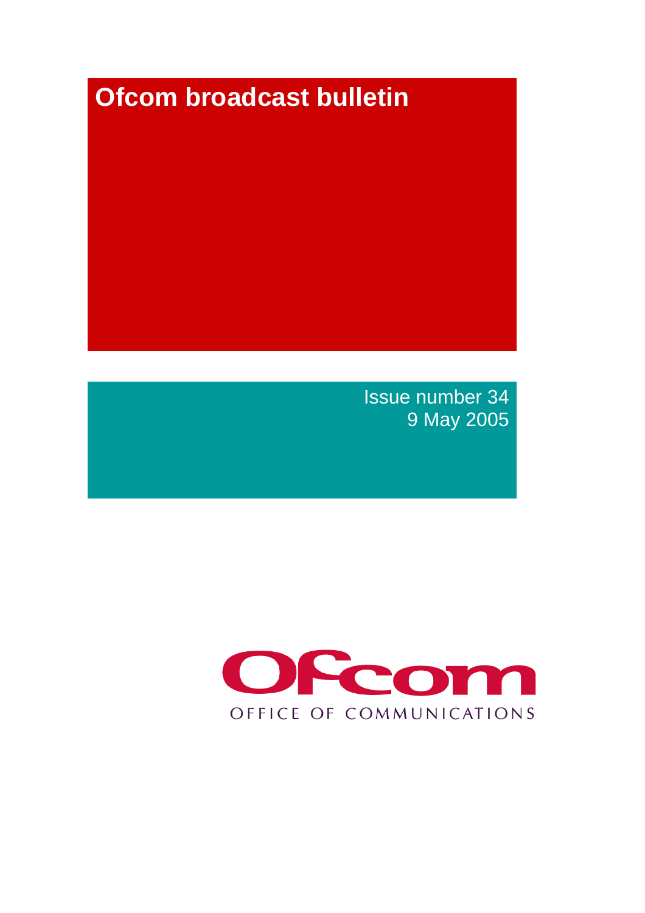# Ofcom broadcast bulletin

Issue number 34
9 May 2005

Ofcom

OFFICE OF COMMUNICATIONS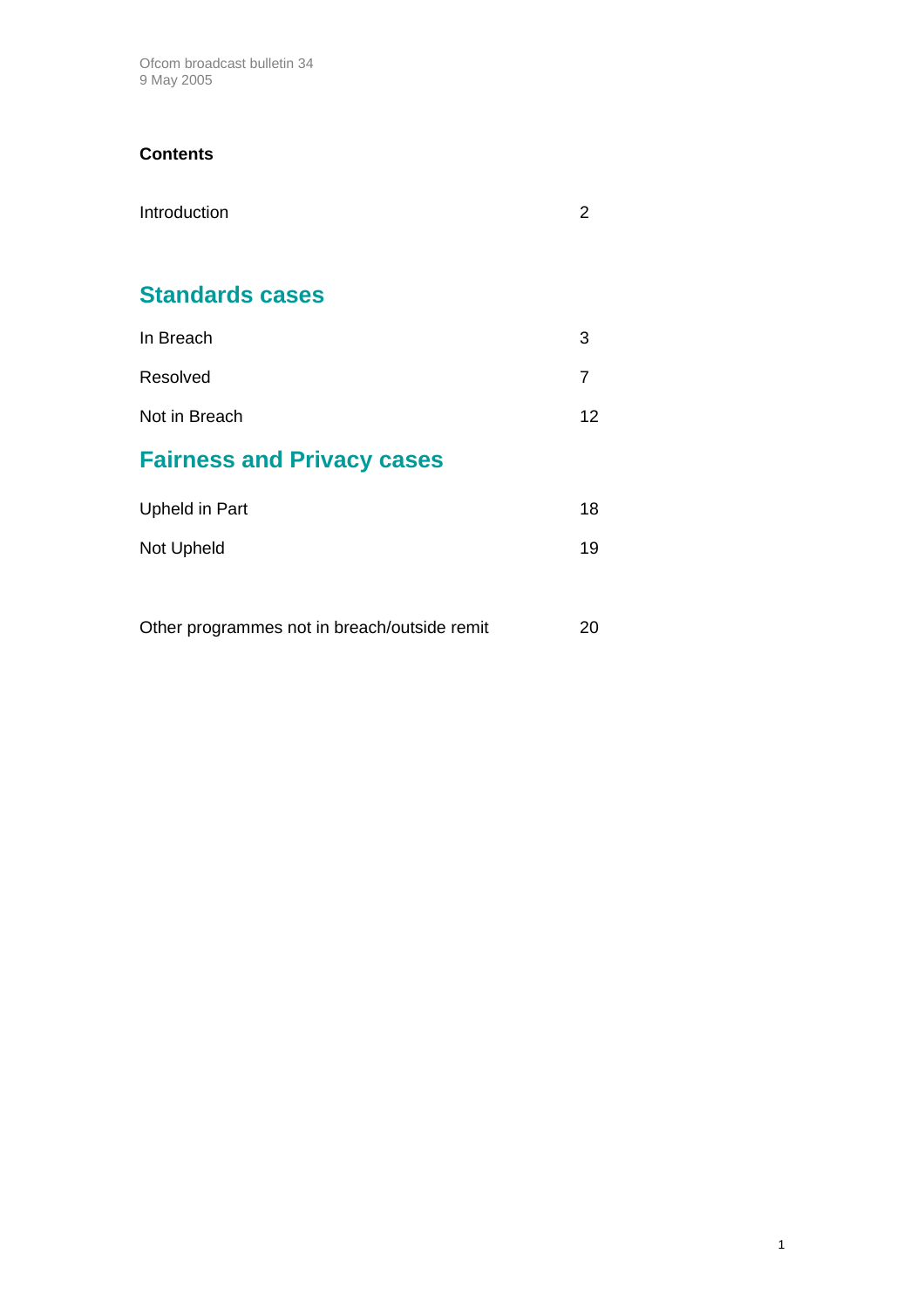Ofcom broadcast bulletin 34
9 May 2005

**Contents**

| | |
|---|---|
| Introduction | 2 |

## Standards cases

| | |
|---|---|
| In Breach | 3 |
| Resolved | 7 |
| Not in Breach | 12 |

## Fairness and Privacy cases

| | |
|---|---|
| Upheld in Part | 18 |
| Not Upheld | 19 |

| | |
|---|---|
| Other programmes not in breach/outside remit | 20 |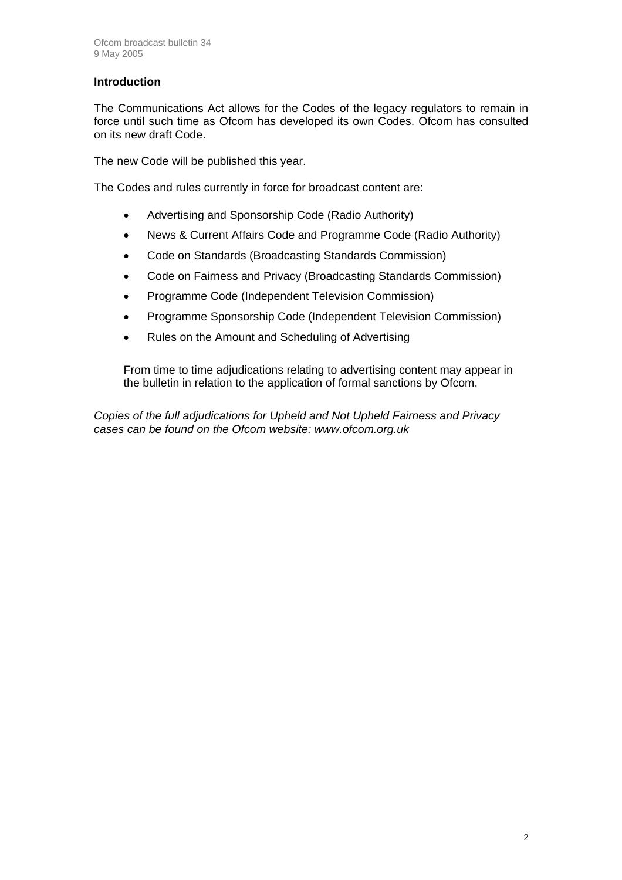## Introduction

The Communications Act allows for the Codes of the legacy regulators to remain in force until such time as Ofcom has developed its own Codes. Ofcom has consulted on its new draft Code.

The new Code will be published this year.

The Codes and rules currently in force for broadcast content are:

- Advertising and Sponsorship Code (Radio Authority)
- News & Current Affairs Code and Programme Code (Radio Authority)
- Code on Standards (Broadcasting Standards Commission)
- Code on Fairness and Privacy (Broadcasting Standards Commission)
- Programme Code (Independent Television Commission)
- Programme Sponsorship Code (Independent Television Commission)
- Rules on the Amount and Scheduling of Advertising

From time to time adjudications relating to advertising content may appear in the bulletin in relation to the application of formal sanctions by Ofcom.

*Copies of the full adjudications for Upheld and Not Upheld Fairness and Privacy cases can be found on the Ofcom website: www.ofcom.org.uk*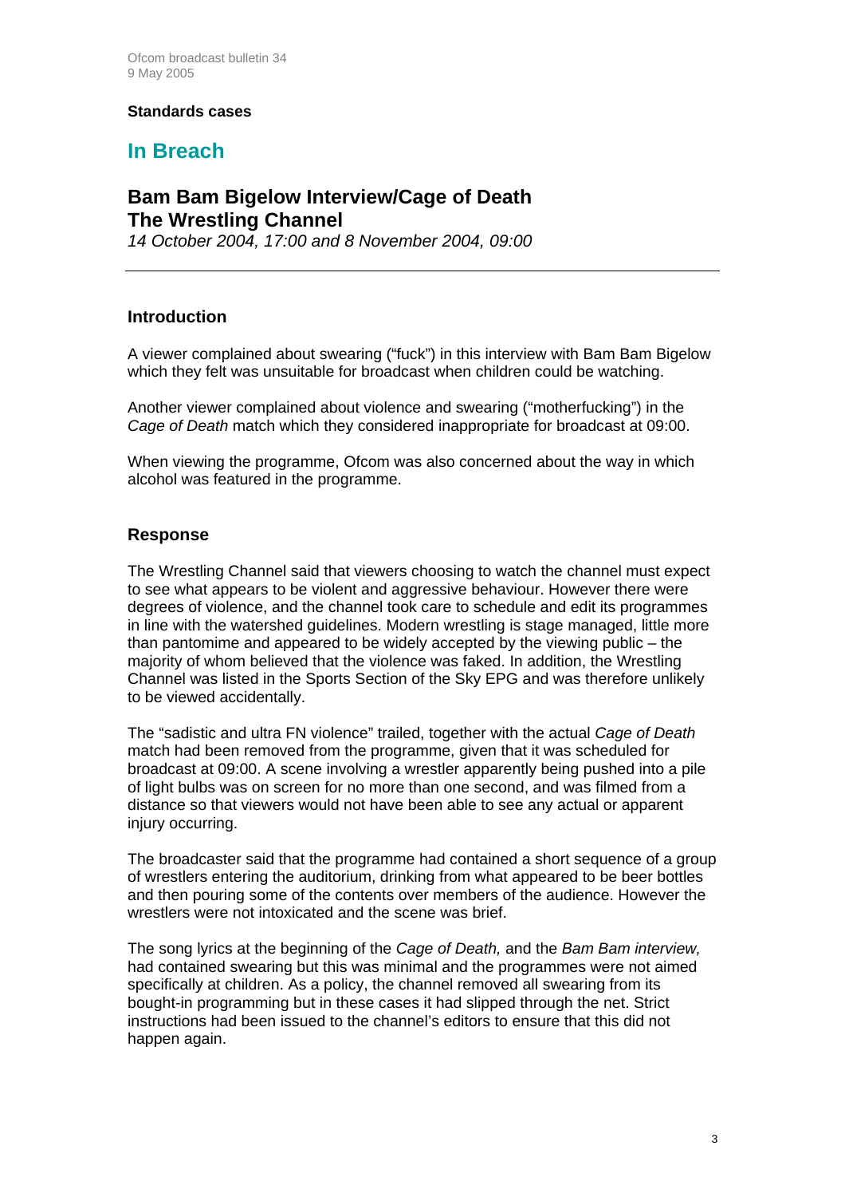**Standards cases**

# In Breach

## Bam Bam Bigelow Interview/Cage of Death
## The Wrestling Channel

*14 October 2004, 17:00 and 8 November 2004, 09:00*

---

### Introduction

A viewer complained about swearing ("fuck") in this interview with Bam Bam Bigelow which they felt was unsuitable for broadcast when children could be watching.

Another viewer complained about violence and swearing ("motherfucking") in the *Cage of Death* match which they considered inappropriate for broadcast at 09:00.

When viewing the programme, Ofcom was also concerned about the way in which alcohol was featured in the programme.

### Response

The Wrestling Channel said that viewers choosing to watch the channel must expect to see what appears to be violent and aggressive behaviour. However there were degrees of violence, and the channel took care to schedule and edit its programmes in line with the watershed guidelines. Modern wrestling is stage managed, little more than pantomime and appeared to be widely accepted by the viewing public – the majority of whom believed that the violence was faked. In addition, the Wrestling Channel was listed in the Sports Section of the Sky EPG and was therefore unlikely to be viewed accidentally.

The "sadistic and ultra FN violence" trailed, together with the actual *Cage of Death* match had been removed from the programme, given that it was scheduled for broadcast at 09:00. A scene involving a wrestler apparently being pushed into a pile of light bulbs was on screen for no more than one second, and was filmed from a distance so that viewers would not have been able to see any actual or apparent injury occurring.

The broadcaster said that the programme had contained a short sequence of a group of wrestlers entering the auditorium, drinking from what appeared to be beer bottles and then pouring some of the contents over members of the audience. However the wrestlers were not intoxicated and the scene was brief.

The song lyrics at the beginning of the *Cage of Death,* and the *Bam Bam interview,* had contained swearing but this was minimal and the programmes were not aimed specifically at children. As a policy, the channel removed all swearing from its bought-in programming but in these cases it had slipped through the net. Strict instructions had been issued to the channel's editors to ensure that this did not happen again.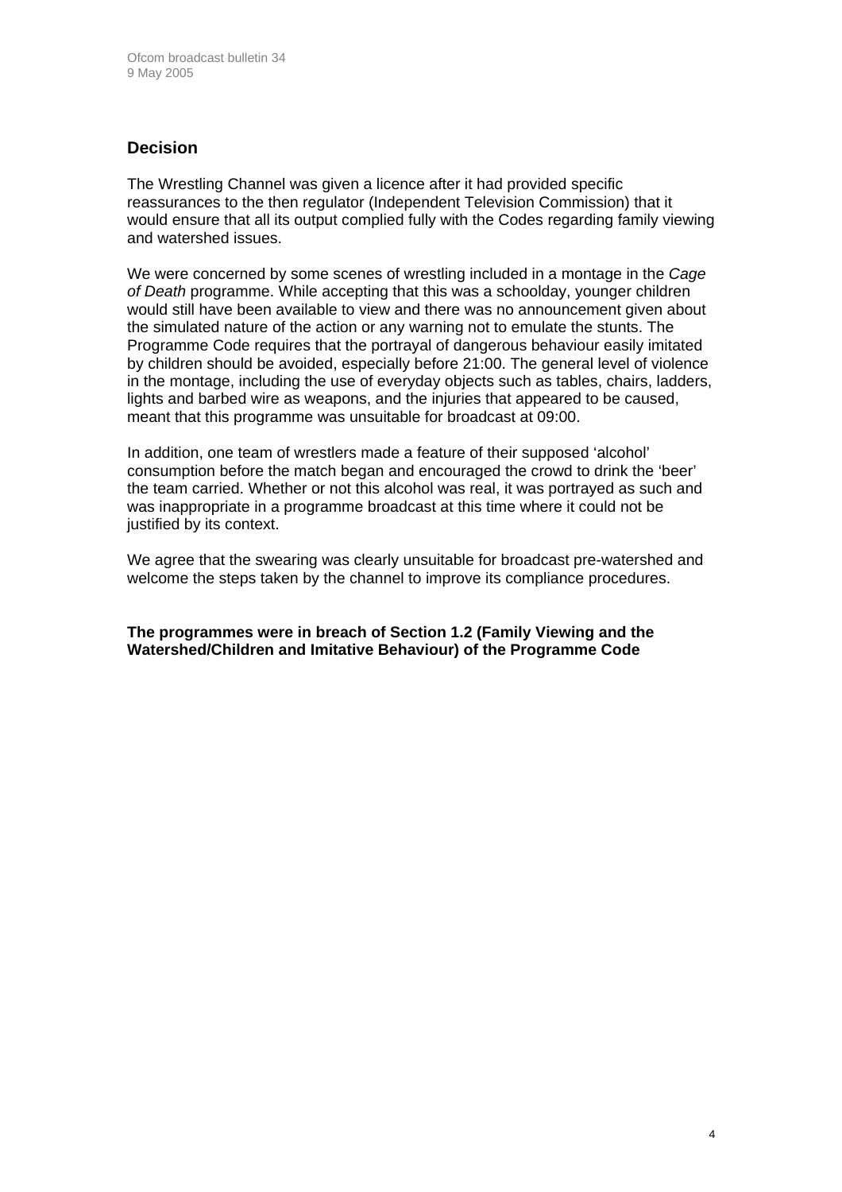## Decision

The Wrestling Channel was given a licence after it had provided specific reassurances to the then regulator (Independent Television Commission) that it would ensure that all its output complied fully with the Codes regarding family viewing and watershed issues.

We were concerned by some scenes of wrestling included in a montage in the *Cage of Death* programme. While accepting that this was a schoolday, younger children would still have been available to view and there was no announcement given about the simulated nature of the action or any warning not to emulate the stunts. The Programme Code requires that the portrayal of dangerous behaviour easily imitated by children should be avoided, especially before 21:00. The general level of violence in the montage, including the use of everyday objects such as tables, chairs, ladders, lights and barbed wire as weapons, and the injuries that appeared to be caused, meant that this programme was unsuitable for broadcast at 09:00.

In addition, one team of wrestlers made a feature of their supposed 'alcohol' consumption before the match began and encouraged the crowd to drink the 'beer' the team carried. Whether or not this alcohol was real, it was portrayed as such and was inappropriate in a programme broadcast at this time where it could not be justified by its context.

We agree that the swearing was clearly unsuitable for broadcast pre-watershed and welcome the steps taken by the channel to improve its compliance procedures.

**The programmes were in breach of Section 1.2 (Family Viewing and the Watershed/Children and Imitative Behaviour) of the Programme Code**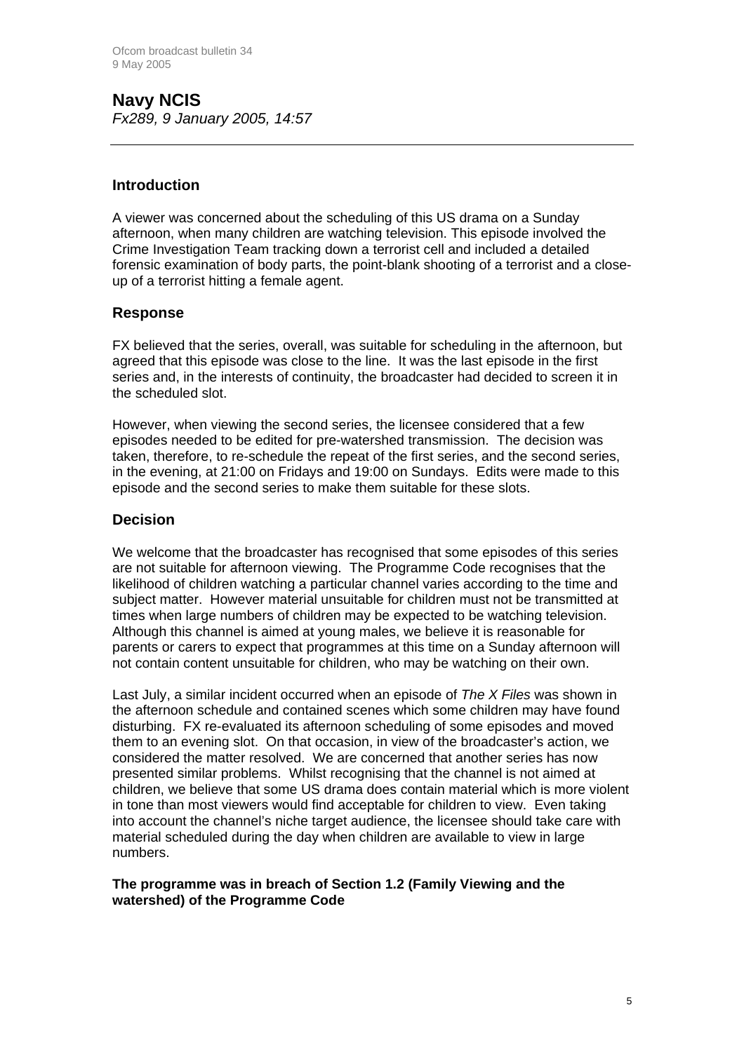## Navy NCIS

*Fx289, 9 January 2005, 14:57*

---

### Introduction

A viewer was concerned about the scheduling of this US drama on a Sunday afternoon, when many children are watching television. This episode involved the Crime Investigation Team tracking down a terrorist cell and included a detailed forensic examination of body parts, the point-blank shooting of a terrorist and a close-up of a terrorist hitting a female agent.

### Response

FX believed that the series, overall, was suitable for scheduling in the afternoon, but agreed that this episode was close to the line. It was the last episode in the first series and, in the interests of continuity, the broadcaster had decided to screen it in the scheduled slot.

However, when viewing the second series, the licensee considered that a few episodes needed to be edited for pre-watershed transmission. The decision was taken, therefore, to re-schedule the repeat of the first series, and the second series, in the evening, at 21:00 on Fridays and 19:00 on Sundays. Edits were made to this episode and the second series to make them suitable for these slots.

### Decision

We welcome that the broadcaster has recognised that some episodes of this series are not suitable for afternoon viewing. The Programme Code recognises that the likelihood of children watching a particular channel varies according to the time and subject matter. However material unsuitable for children must not be transmitted at times when large numbers of children may be expected to be watching television. Although this channel is aimed at young males, we believe it is reasonable for parents or carers to expect that programmes at this time on a Sunday afternoon will not contain content unsuitable for children, who may be watching on their own.

Last July, a similar incident occurred when an episode of *The X Files* was shown in the afternoon schedule and contained scenes which some children may have found disturbing. FX re-evaluated its afternoon scheduling of some episodes and moved them to an evening slot. On that occasion, in view of the broadcaster's action, we considered the matter resolved. We are concerned that another series has now presented similar problems. Whilst recognising that the channel is not aimed at children, we believe that some US drama does contain material which is more violent in tone than most viewers would find acceptable for children to view. Even taking into account the channel's niche target audience, the licensee should take care with material scheduled during the day when children are available to view in large numbers.

**The programme was in breach of Section 1.2 (Family Viewing and the watershed) of the Programme Code**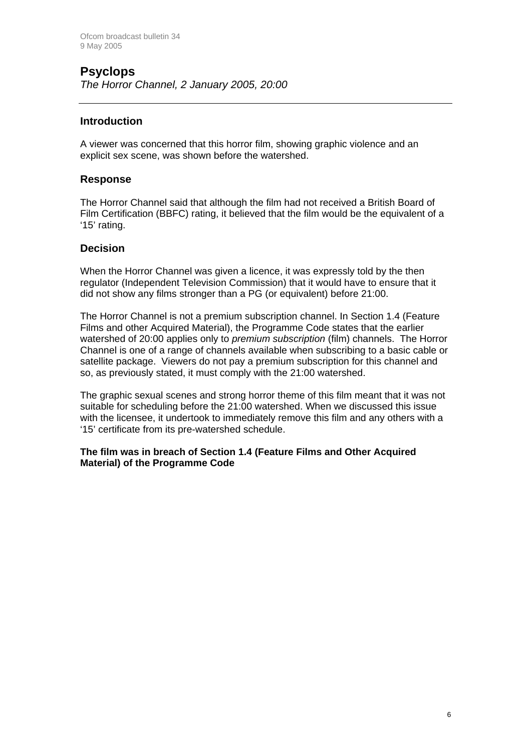## Psyclops

*The Horror Channel, 2 January 2005, 20:00*

---

### Introduction

A viewer was concerned that this horror film, showing graphic violence and an explicit sex scene, was shown before the watershed.

### Response

The Horror Channel said that although the film had not received a British Board of Film Certification (BBFC) rating, it believed that the film would be the equivalent of a '15' rating.

### Decision

When the Horror Channel was given a licence, it was expressly told by the then regulator (Independent Television Commission) that it would have to ensure that it did not show any films stronger than a PG (or equivalent) before 21:00.

The Horror Channel is not a premium subscription channel. In Section 1.4 (Feature Films and other Acquired Material), the Programme Code states that the earlier watershed of 20:00 applies only to *premium subscription* (film) channels. The Horror Channel is one of a range of channels available when subscribing to a basic cable or satellite package. Viewers do not pay a premium subscription for this channel and so, as previously stated, it must comply with the 21:00 watershed.

The graphic sexual scenes and strong horror theme of this film meant that it was not suitable for scheduling before the 21:00 watershed. When we discussed this issue with the licensee, it undertook to immediately remove this film and any others with a '15' certificate from its pre-watershed schedule.

**The film was in breach of Section 1.4 (Feature Films and Other Acquired Material) of the Programme Code**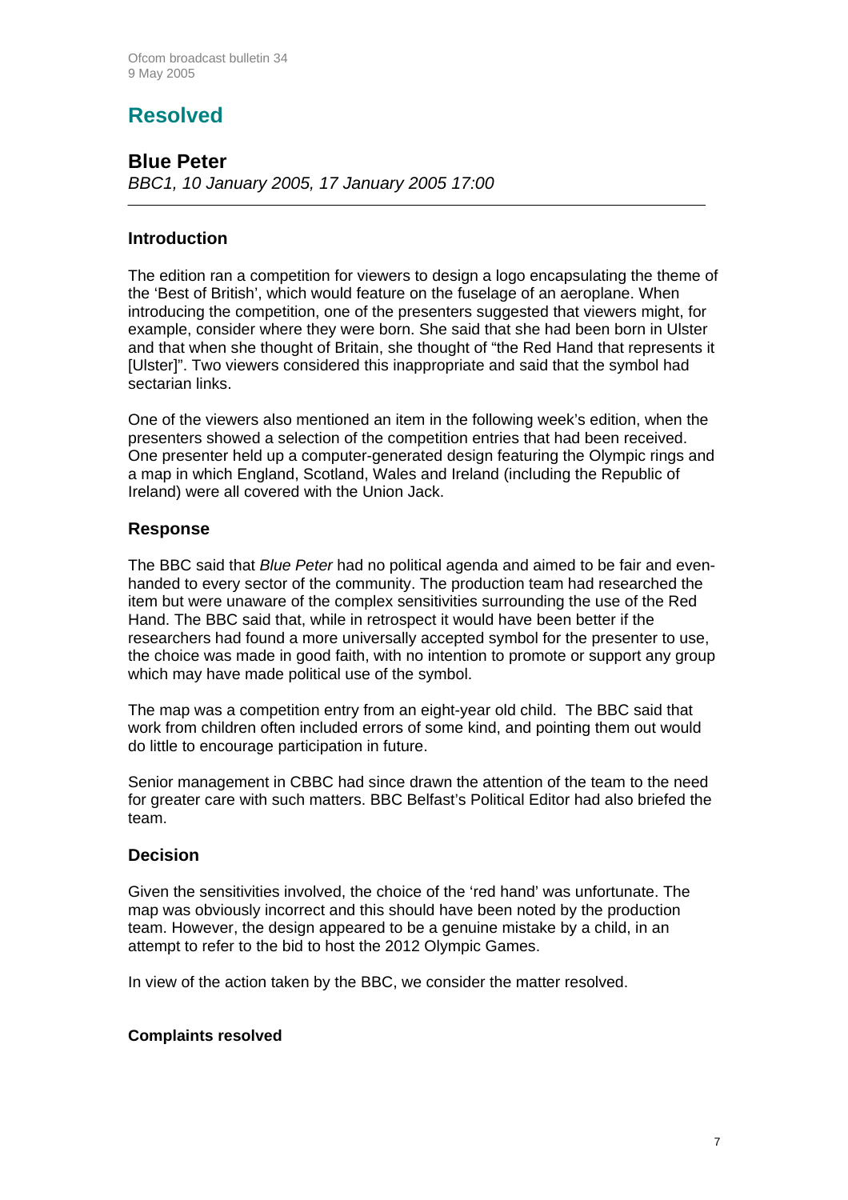## Resolved

### Blue Peter

*BBC1, 10 January 2005, 17 January 2005 17:00*

---

#### Introduction

The edition ran a competition for viewers to design a logo encapsulating the theme of the 'Best of British', which would feature on the fuselage of an aeroplane. When introducing the competition, one of the presenters suggested that viewers might, for example, consider where they were born. She said that she had been born in Ulster and that when she thought of Britain, she thought of "the Red Hand that represents it [Ulster]". Two viewers considered this inappropriate and said that the symbol had sectarian links.

One of the viewers also mentioned an item in the following week's edition, when the presenters showed a selection of the competition entries that had been received. One presenter held up a computer-generated design featuring the Olympic rings and a map in which England, Scotland, Wales and Ireland (including the Republic of Ireland) were all covered with the Union Jack.

#### Response

The BBC said that *Blue Peter* had no political agenda and aimed to be fair and even-handed to every sector of the community. The production team had researched the item but were unaware of the complex sensitivities surrounding the use of the Red Hand. The BBC said that, while in retrospect it would have been better if the researchers had found a more universally accepted symbol for the presenter to use, the choice was made in good faith, with no intention to promote or support any group which may have made political use of the symbol.

The map was a competition entry from an eight-year old child. The BBC said that work from children often included errors of some kind, and pointing them out would do little to encourage participation in future.

Senior management in CBBC had since drawn the attention of the team to the need for greater care with such matters. BBC Belfast's Political Editor had also briefed the team.

#### Decision

Given the sensitivities involved, the choice of the 'red hand' was unfortunate. The map was obviously incorrect and this should have been noted by the production team. However, the design appeared to be a genuine mistake by a child, in an attempt to refer to the bid to host the 2012 Olympic Games.

In view of the action taken by the BBC, we consider the matter resolved.

**Complaints resolved**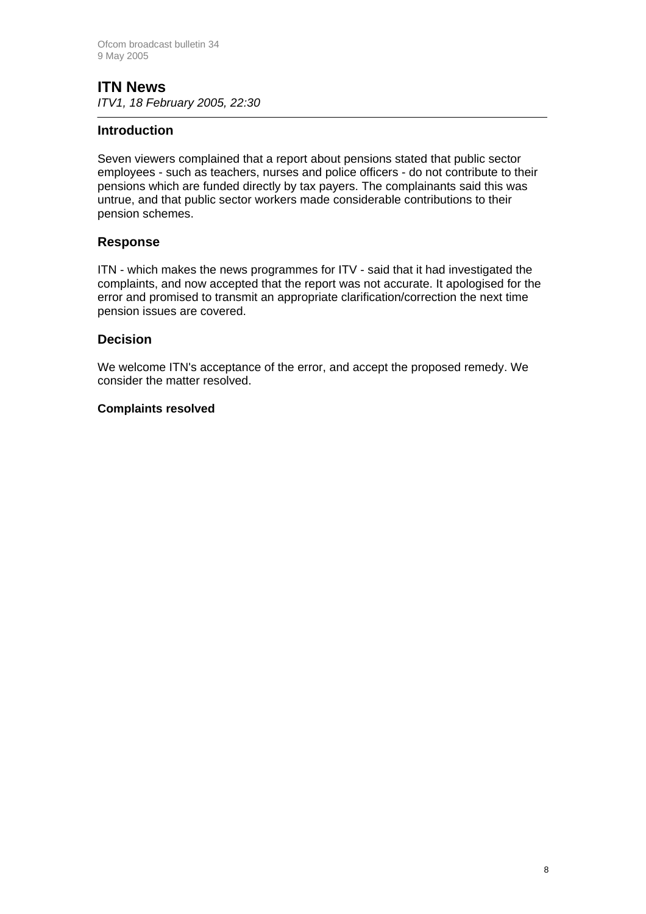## ITN News

*ITV1, 18 February 2005, 22:30*

### Introduction

Seven viewers complained that a report about pensions stated that public sector employees - such as teachers, nurses and police officers - do not contribute to their pensions which are funded directly by tax payers. The complainants said this was untrue, and that public sector workers made considerable contributions to their pension schemes.

### Response

ITN - which makes the news programmes for ITV - said that it had investigated the complaints, and now accepted that the report was not accurate. It apologised for the error and promised to transmit an appropriate clarification/correction the next time pension issues are covered.

### Decision

We welcome ITN's acceptance of the error, and accept the proposed remedy. We consider the matter resolved.

**Complaints resolved**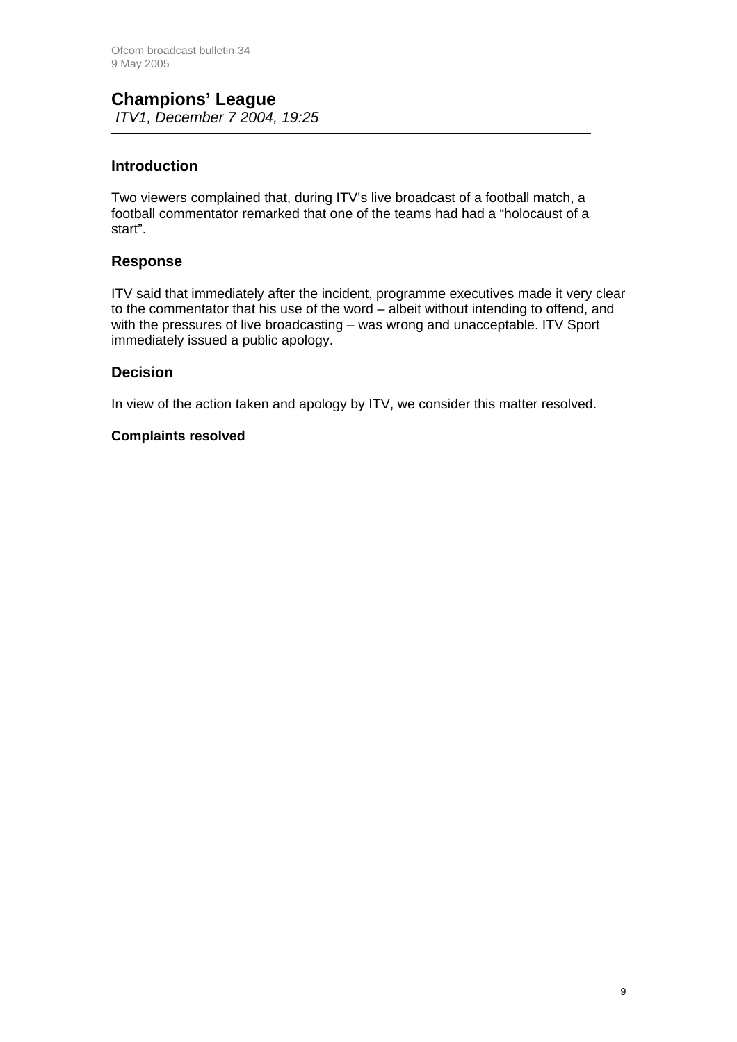## Champions' League

*ITV1, December 7 2004, 19:25*

---

### Introduction

Two viewers complained that, during ITV's live broadcast of a football match, a football commentator remarked that one of the teams had had a "holocaust of a start".

### Response

ITV said that immediately after the incident, programme executives made it very clear to the commentator that his use of the word – albeit without intending to offend, and with the pressures of live broadcasting – was wrong and unacceptable. ITV Sport immediately issued a public apology.

### Decision

In view of the action taken and apology by ITV, we consider this matter resolved.

**Complaints resolved**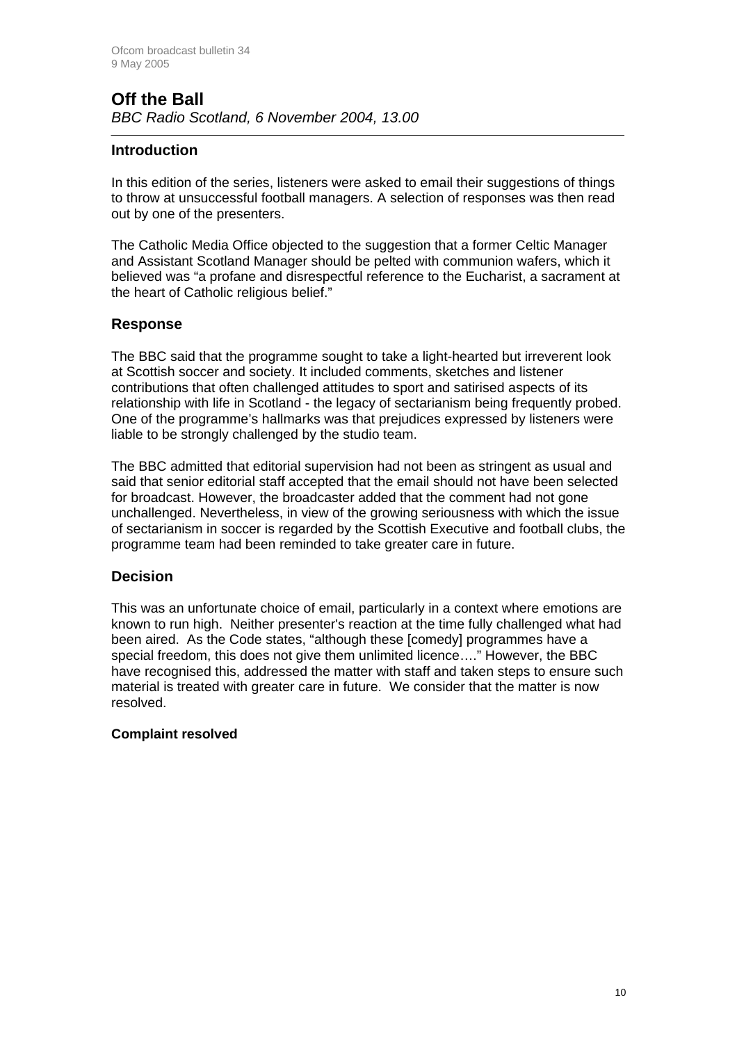## Off the Ball

*BBC Radio Scotland, 6 November 2004, 13.00*

---

### Introduction

In this edition of the series, listeners were asked to email their suggestions of things to throw at unsuccessful football managers. A selection of responses was then read out by one of the presenters.

The Catholic Media Office objected to the suggestion that a former Celtic Manager and Assistant Scotland Manager should be pelted with communion wafers, which it believed was "a profane and disrespectful reference to the Eucharist, a sacrament at the heart of Catholic religious belief."

### Response

The BBC said that the programme sought to take a light-hearted but irreverent look at Scottish soccer and society. It included comments, sketches and listener contributions that often challenged attitudes to sport and satirised aspects of its relationship with life in Scotland - the legacy of sectarianism being frequently probed. One of the programme's hallmarks was that prejudices expressed by listeners were liable to be strongly challenged by the studio team.

The BBC admitted that editorial supervision had not been as stringent as usual and said that senior editorial staff accepted that the email should not have been selected for broadcast. However, the broadcaster added that the comment had not gone unchallenged. Nevertheless, in view of the growing seriousness with which the issue of sectarianism in soccer is regarded by the Scottish Executive and football clubs, the programme team had been reminded to take greater care in future.

### Decision

This was an unfortunate choice of email, particularly in a context where emotions are known to run high. Neither presenter's reaction at the time fully challenged what had been aired. As the Code states, "although these [comedy] programmes have a special freedom, this does not give them unlimited licence…." However, the BBC have recognised this, addressed the matter with staff and taken steps to ensure such material is treated with greater care in future. We consider that the matter is now resolved.

**Complaint resolved**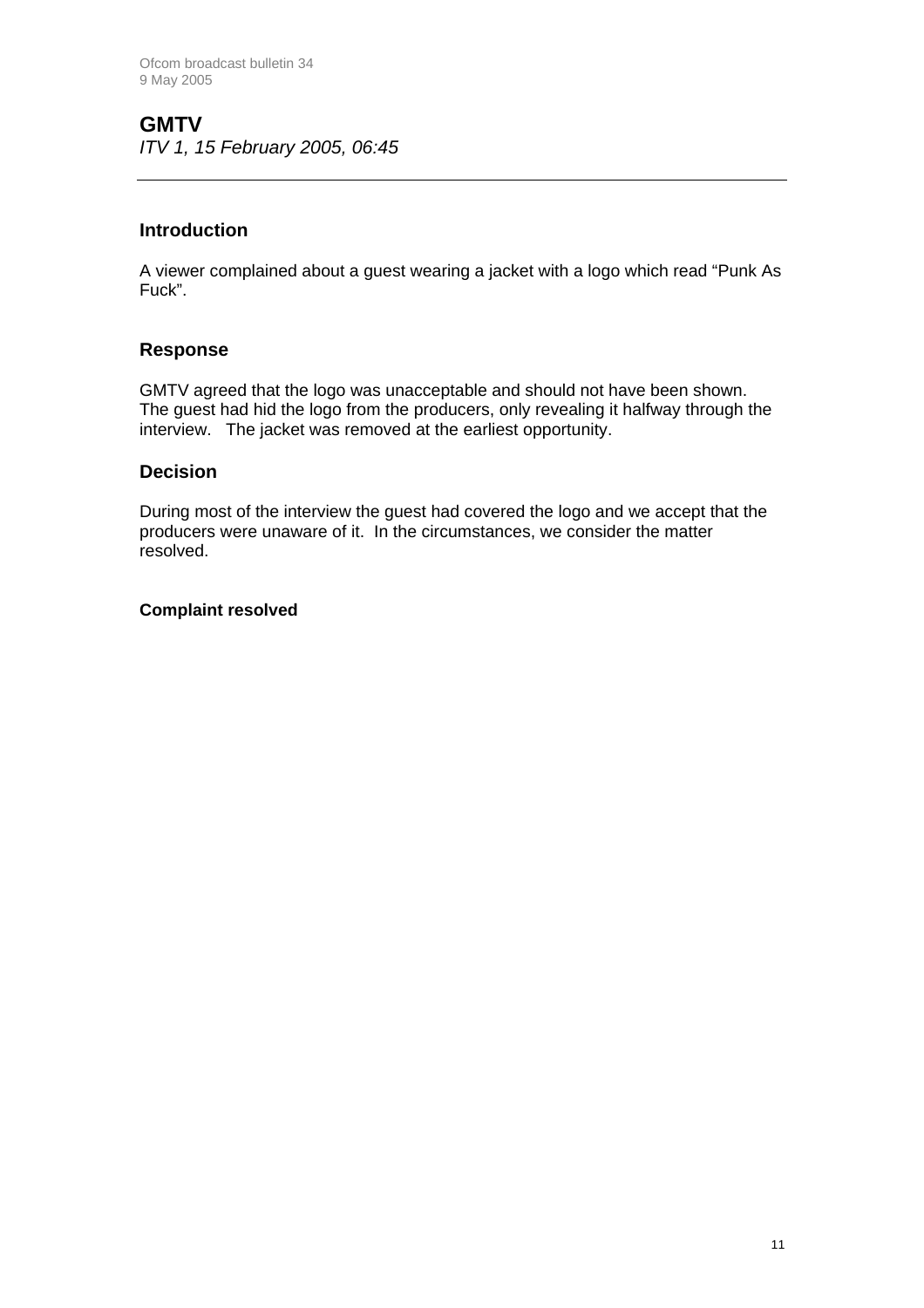## GMTV

*ITV 1, 15 February 2005, 06:45*

---

### Introduction

A viewer complained about a guest wearing a jacket with a logo which read "Punk As Fuck".

### Response

GMTV agreed that the logo was unacceptable and should not have been shown. The guest had hid the logo from the producers, only revealing it halfway through the interview. The jacket was removed at the earliest opportunity.

### Decision

During most of the interview the guest had covered the logo and we accept that the producers were unaware of it. In the circumstances, we consider the matter resolved.

**Complaint resolved**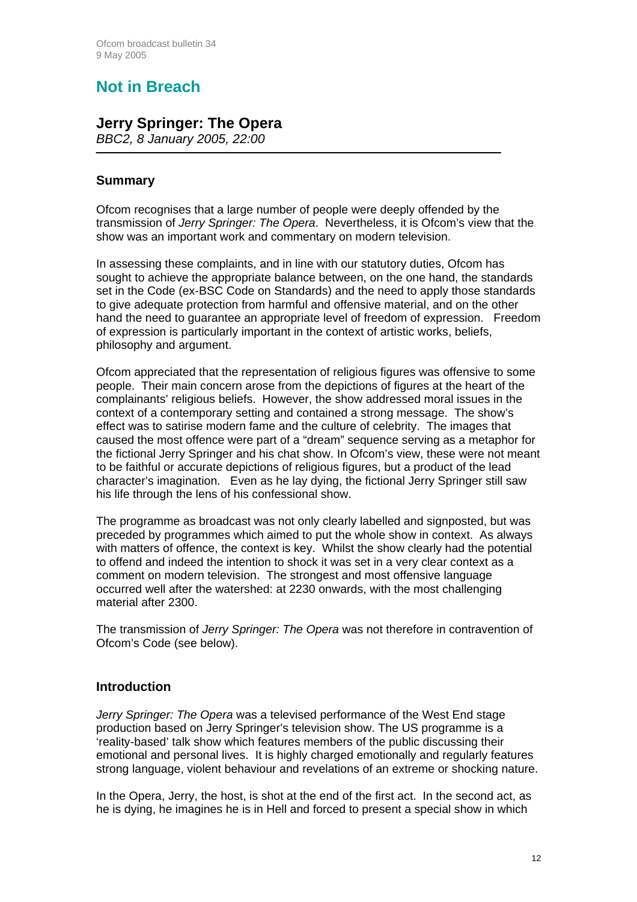# Not in Breach

## Jerry Springer: The Opera

*BBC2, 8 January 2005, 22:00*

---

### Summary

Ofcom recognises that a large number of people were deeply offended by the transmission of *Jerry Springer: The Opera*. Nevertheless, it is Ofcom's view that the show was an important work and commentary on modern television.

In assessing these complaints, and in line with our statutory duties, Ofcom has sought to achieve the appropriate balance between, on the one hand, the standards set in the Code (ex-BSC Code on Standards) and the need to apply those standards to give adequate protection from harmful and offensive material, and on the other hand the need to guarantee an appropriate level of freedom of expression. Freedom of expression is particularly important in the context of artistic works, beliefs, philosophy and argument.

Ofcom appreciated that the representation of religious figures was offensive to some people. Their main concern arose from the depictions of figures at the heart of the complainants' religious beliefs. However, the show addressed moral issues in the context of a contemporary setting and contained a strong message. The show's effect was to satirise modern fame and the culture of celebrity. The images that caused the most offence were part of a "dream" sequence serving as a metaphor for the fictional Jerry Springer and his chat show. In Ofcom's view, these were not meant to be faithful or accurate depictions of religious figures, but a product of the lead character's imagination. Even as he lay dying, the fictional Jerry Springer still saw his life through the lens of his confessional show.

The programme as broadcast was not only clearly labelled and signposted, but was preceded by programmes which aimed to put the whole show in context. As always with matters of offence, the context is key. Whilst the show clearly had the potential to offend and indeed the intention to shock it was set in a very clear context as a comment on modern television. The strongest and most offensive language occurred well after the watershed: at 2230 onwards, with the most challenging material after 2300.

The transmission of *Jerry Springer: The Opera* was not therefore in contravention of Ofcom's Code (see below).

### Introduction

*Jerry Springer: The Opera* was a televised performance of the West End stage production based on Jerry Springer's television show. The US programme is a 'reality-based' talk show which features members of the public discussing their emotional and personal lives. It is highly charged emotionally and regularly features strong language, violent behaviour and revelations of an extreme or shocking nature.

In the Opera, Jerry, the host, is shot at the end of the first act. In the second act, as he is dying, he imagines he is in Hell and forced to present a special show in which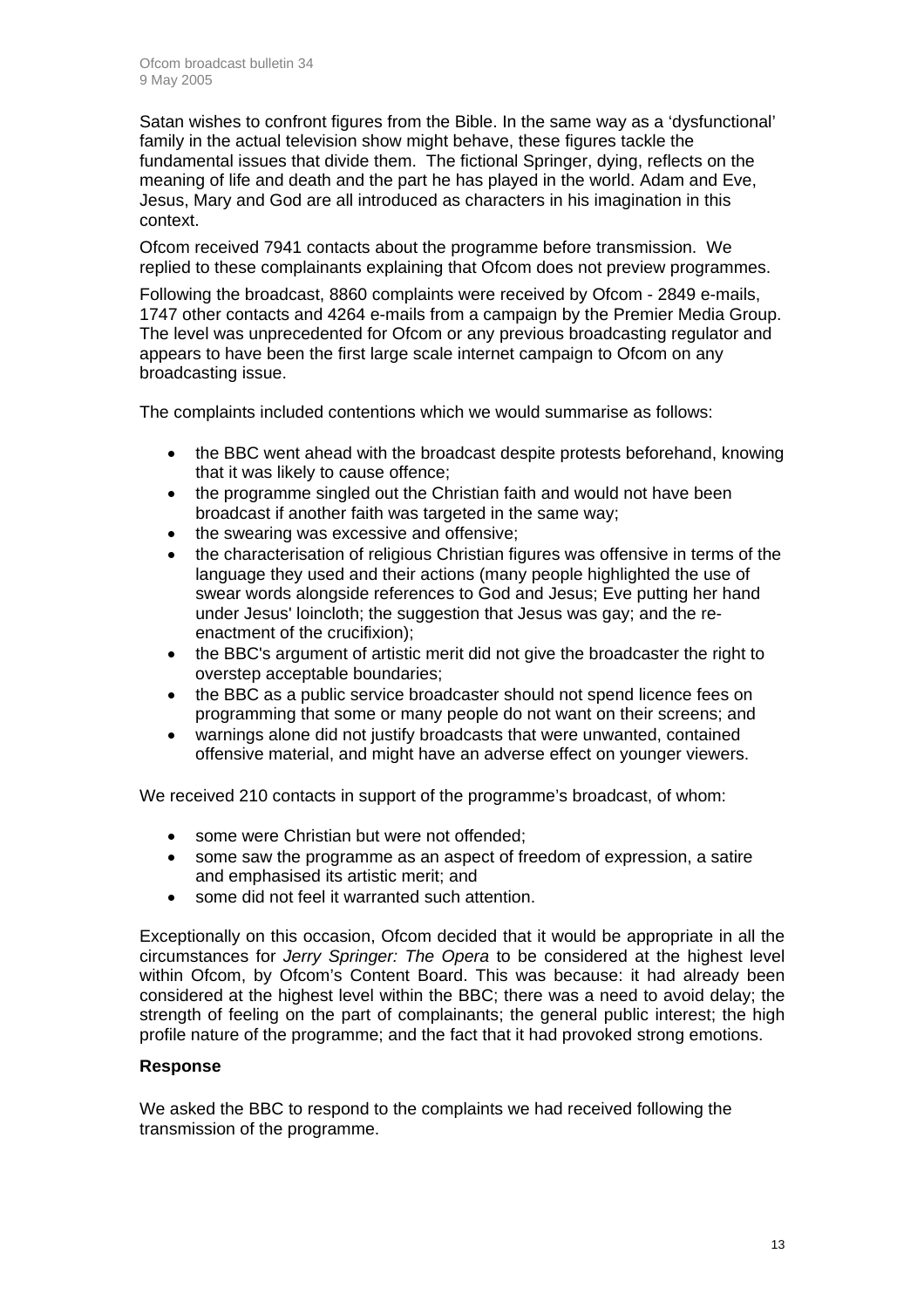Satan wishes to confront figures from the Bible. In the same way as a 'dysfunctional' family in the actual television show might behave, these figures tackle the fundamental issues that divide them. The fictional Springer, dying, reflects on the meaning of life and death and the part he has played in the world. Adam and Eve, Jesus, Mary and God are all introduced as characters in his imagination in this context.

Ofcom received 7941 contacts about the programme before transmission. We replied to these complainants explaining that Ofcom does not preview programmes.

Following the broadcast, 8860 complaints were received by Ofcom - 2849 e-mails, 1747 other contacts and 4264 e-mails from a campaign by the Premier Media Group. The level was unprecedented for Ofcom or any previous broadcasting regulator and appears to have been the first large scale internet campaign to Ofcom on any broadcasting issue.

The complaints included contentions which we would summarise as follows:

- the BBC went ahead with the broadcast despite protests beforehand, knowing that it was likely to cause offence;
- the programme singled out the Christian faith and would not have been broadcast if another faith was targeted in the same way;
- the swearing was excessive and offensive;
- the characterisation of religious Christian figures was offensive in terms of the language they used and their actions (many people highlighted the use of swear words alongside references to God and Jesus; Eve putting her hand under Jesus' loincloth; the suggestion that Jesus was gay; and the re-enactment of the crucifixion);
- the BBC's argument of artistic merit did not give the broadcaster the right to overstep acceptable boundaries;
- the BBC as a public service broadcaster should not spend licence fees on programming that some or many people do not want on their screens; and
- warnings alone did not justify broadcasts that were unwanted, contained offensive material, and might have an adverse effect on younger viewers.

We received 210 contacts in support of the programme's broadcast, of whom:

- some were Christian but were not offended;
- some saw the programme as an aspect of freedom of expression, a satire and emphasised its artistic merit; and
- some did not feel it warranted such attention.

Exceptionally on this occasion, Ofcom decided that it would be appropriate in all the circumstances for *Jerry Springer: The Opera* to be considered at the highest level within Ofcom, by Ofcom's Content Board. This was because: it had already been considered at the highest level within the BBC; there was a need to avoid delay; the strength of feeling on the part of complainants; the general public interest; the high profile nature of the programme; and the fact that it had provoked strong emotions.

**Response**

We asked the BBC to respond to the complaints we had received following the transmission of the programme.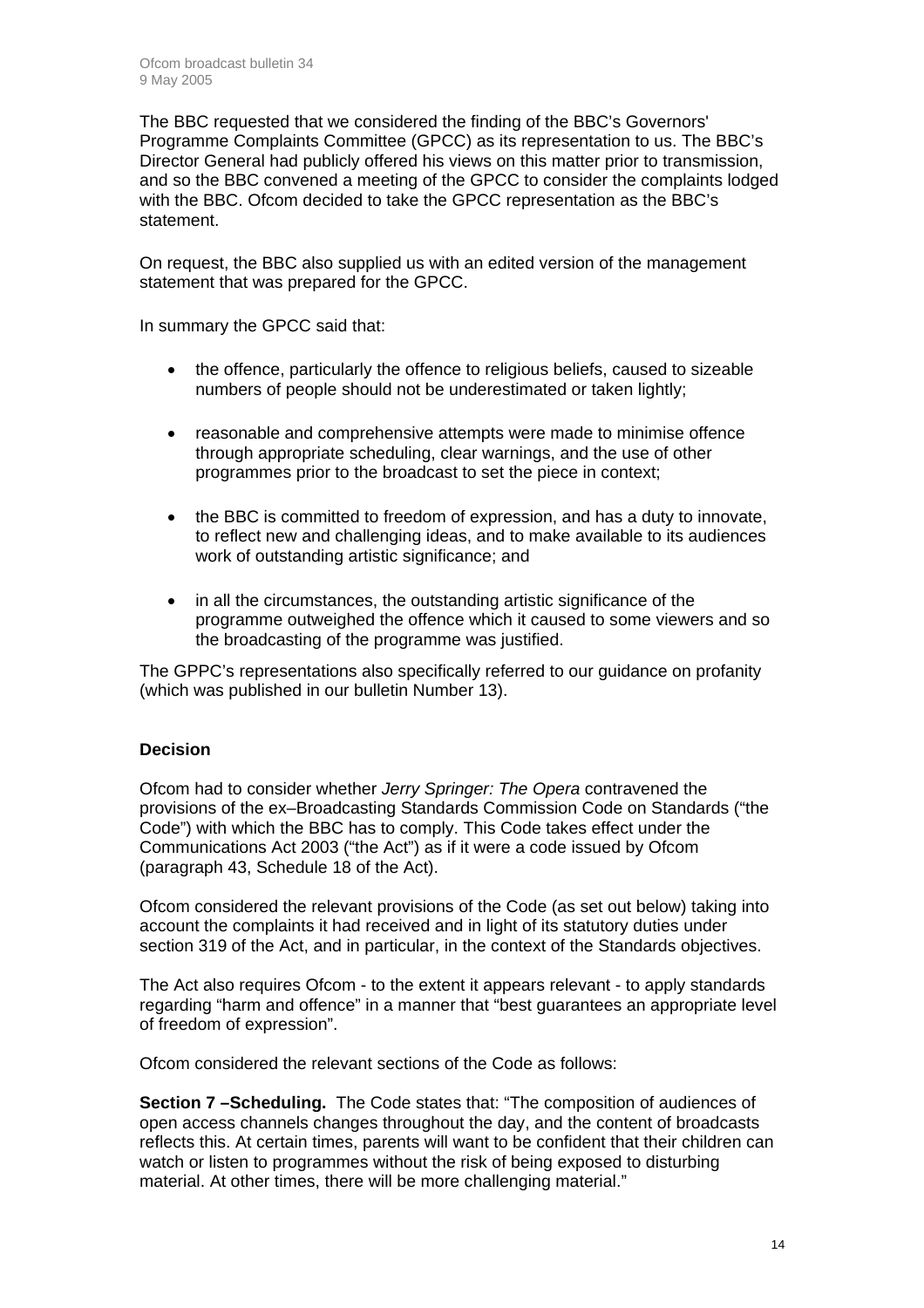The BBC requested that we considered the finding of the BBC's Governors' Programme Complaints Committee (GPCC) as its representation to us. The BBC's Director General had publicly offered his views on this matter prior to transmission, and so the BBC convened a meeting of the GPCC to consider the complaints lodged with the BBC. Ofcom decided to take the GPCC representation as the BBC's statement.

On request, the BBC also supplied us with an edited version of the management statement that was prepared for the GPCC.

In summary the GPCC said that:

- the offence, particularly the offence to religious beliefs, caused to sizeable numbers of people should not be underestimated or taken lightly;
- reasonable and comprehensive attempts were made to minimise offence through appropriate scheduling, clear warnings, and the use of other programmes prior to the broadcast to set the piece in context;
- the BBC is committed to freedom of expression, and has a duty to innovate, to reflect new and challenging ideas, and to make available to its audiences work of outstanding artistic significance; and
- in all the circumstances, the outstanding artistic significance of the programme outweighed the offence which it caused to some viewers and so the broadcasting of the programme was justified.

The GPPC's representations also specifically referred to our guidance on profanity (which was published in our bulletin Number 13).

**Decision**

Ofcom had to consider whether *Jerry Springer: The Opera* contravened the provisions of the ex–Broadcasting Standards Commission Code on Standards ("the Code") with which the BBC has to comply. This Code takes effect under the Communications Act 2003 ("the Act") as if it were a code issued by Ofcom (paragraph 43, Schedule 18 of the Act).

Ofcom considered the relevant provisions of the Code (as set out below) taking into account the complaints it had received and in light of its statutory duties under section 319 of the Act, and in particular, in the context of the Standards objectives.

The Act also requires Ofcom - to the extent it appears relevant - to apply standards regarding "harm and offence" in a manner that "best guarantees an appropriate level of freedom of expression".

Ofcom considered the relevant sections of the Code as follows:

**Section 7 –Scheduling.** The Code states that: "The composition of audiences of open access channels changes throughout the day, and the content of broadcasts reflects this. At certain times, parents will want to be confident that their children can watch or listen to programmes without the risk of being exposed to disturbing material. At other times, there will be more challenging material."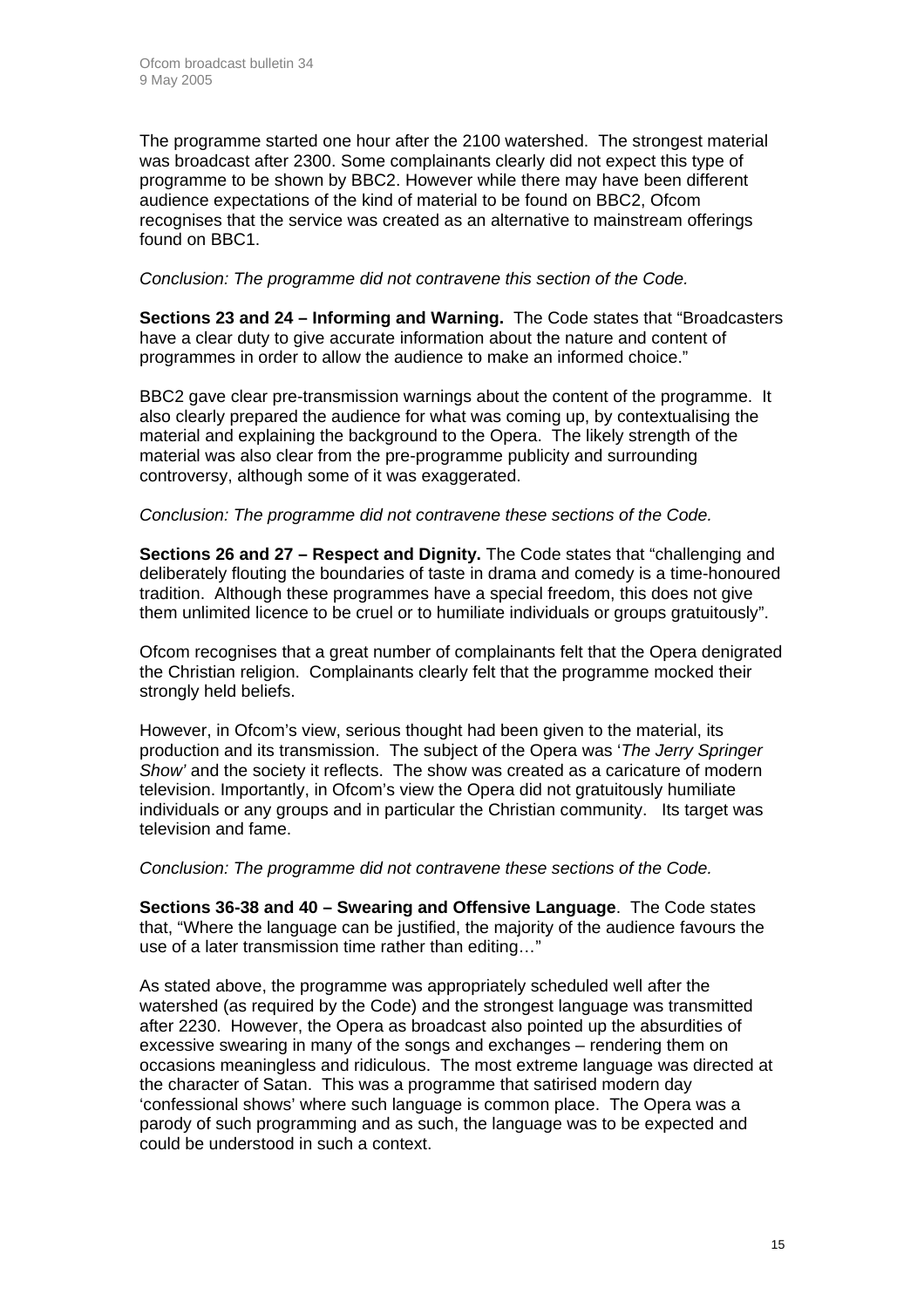The programme started one hour after the 2100 watershed. The strongest material was broadcast after 2300. Some complainants clearly did not expect this type of programme to be shown by BBC2. However while there may have been different audience expectations of the kind of material to be found on BBC2, Ofcom recognises that the service was created as an alternative to mainstream offerings found on BBC1.

*Conclusion: The programme did not contravene this section of the Code.*

**Sections 23 and 24 – Informing and Warning.** The Code states that "Broadcasters have a clear duty to give accurate information about the nature and content of programmes in order to allow the audience to make an informed choice."

BBC2 gave clear pre-transmission warnings about the content of the programme. It also clearly prepared the audience for what was coming up, by contextualising the material and explaining the background to the Opera. The likely strength of the material was also clear from the pre-programme publicity and surrounding controversy, although some of it was exaggerated.

*Conclusion: The programme did not contravene these sections of the Code.*

**Sections 26 and 27 – Respect and Dignity.** The Code states that "challenging and deliberately flouting the boundaries of taste in drama and comedy is a time-honoured tradition. Although these programmes have a special freedom, this does not give them unlimited licence to be cruel or to humiliate individuals or groups gratuitously".

Ofcom recognises that a great number of complainants felt that the Opera denigrated the Christian religion. Complainants clearly felt that the programme mocked their strongly held beliefs.

However, in Ofcom's view, serious thought had been given to the material, its production and its transmission. The subject of the Opera was '*The Jerry Springer Show*' and the society it reflects. The show was created as a caricature of modern television. Importantly, in Ofcom's view the Opera did not gratuitously humiliate individuals or any groups and in particular the Christian community. Its target was television and fame.

*Conclusion: The programme did not contravene these sections of the Code.*

**Sections 36-38 and 40 – Swearing and Offensive Language**. The Code states that, "Where the language can be justified, the majority of the audience favours the use of a later transmission time rather than editing…"

As stated above, the programme was appropriately scheduled well after the watershed (as required by the Code) and the strongest language was transmitted after 2230. However, the Opera as broadcast also pointed up the absurdities of excessive swearing in many of the songs and exchanges – rendering them on occasions meaningless and ridiculous. The most extreme language was directed at the character of Satan. This was a programme that satirised modern day 'confessional shows' where such language is common place. The Opera was a parody of such programming and as such, the language was to be expected and could be understood in such a context.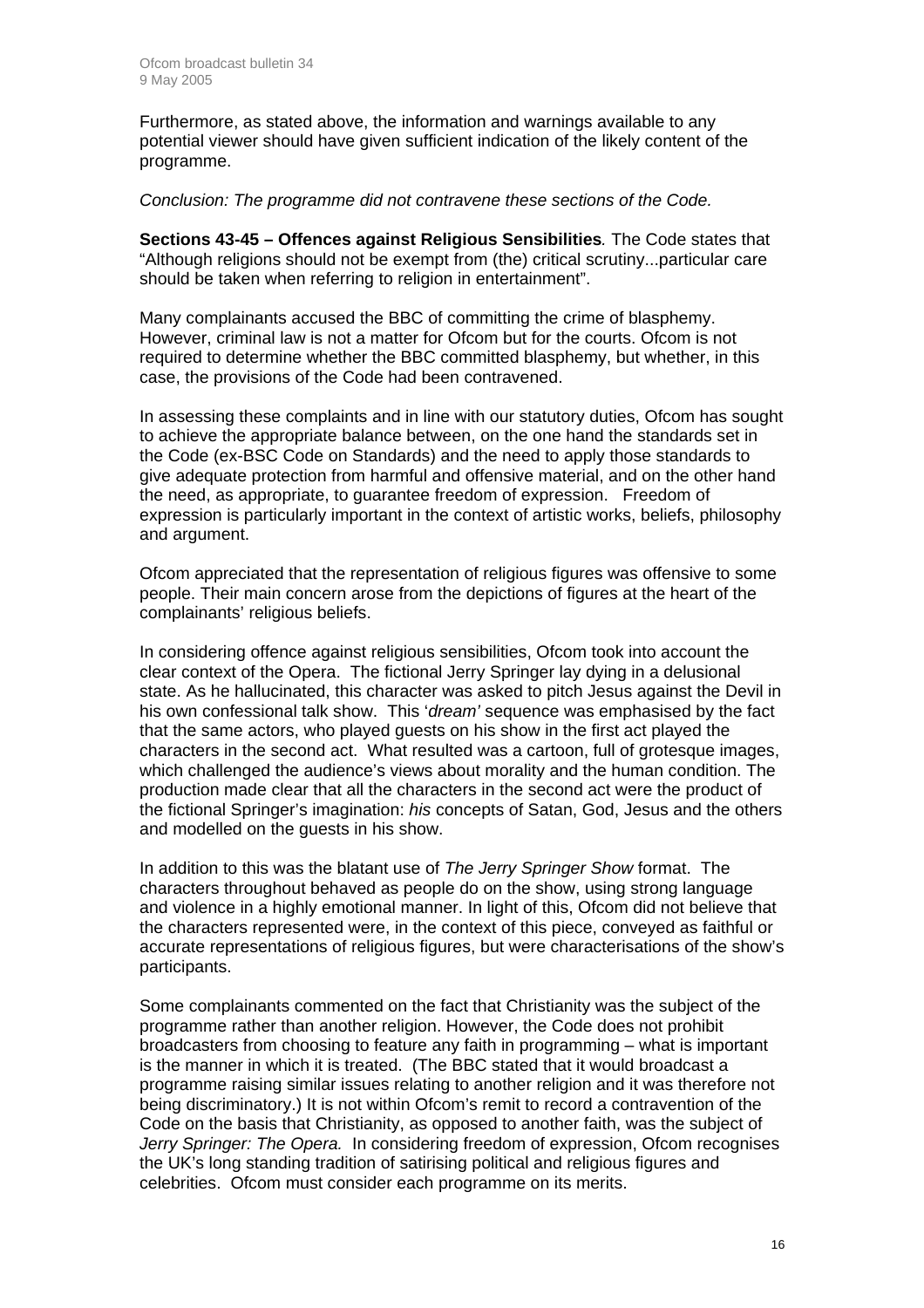Furthermore, as stated above, the information and warnings available to any potential viewer should have given sufficient indication of the likely content of the programme.

*Conclusion: The programme did not contravene these sections of the Code.*

**Sections 43-45 – Offences against Religious Sensibilities***.* The Code states that "Although religions should not be exempt from (the) critical scrutiny...particular care should be taken when referring to religion in entertainment".

Many complainants accused the BBC of committing the crime of blasphemy. However, criminal law is not a matter for Ofcom but for the courts. Ofcom is not required to determine whether the BBC committed blasphemy, but whether, in this case, the provisions of the Code had been contravened.

In assessing these complaints and in line with our statutory duties, Ofcom has sought to achieve the appropriate balance between, on the one hand the standards set in the Code (ex-BSC Code on Standards) and the need to apply those standards to give adequate protection from harmful and offensive material, and on the other hand the need, as appropriate, to guarantee freedom of expression. Freedom of expression is particularly important in the context of artistic works, beliefs, philosophy and argument.

Ofcom appreciated that the representation of religious figures was offensive to some people. Their main concern arose from the depictions of figures at the heart of the complainants' religious beliefs.

In considering offence against religious sensibilities, Ofcom took into account the clear context of the Opera. The fictional Jerry Springer lay dying in a delusional state. As he hallucinated, this character was asked to pitch Jesus against the Devil in his own confessional talk show. This '*dream'* sequence was emphasised by the fact that the same actors, who played guests on his show in the first act played the characters in the second act. What resulted was a cartoon, full of grotesque images, which challenged the audience's views about morality and the human condition. The production made clear that all the characters in the second act were the product of the fictional Springer's imagination: *his* concepts of Satan, God, Jesus and the others and modelled on the guests in his show.

In addition to this was the blatant use of *The Jerry Springer Show* format. The characters throughout behaved as people do on the show, using strong language and violence in a highly emotional manner. In light of this, Ofcom did not believe that the characters represented were, in the context of this piece, conveyed as faithful or accurate representations of religious figures, but were characterisations of the show's participants.

Some complainants commented on the fact that Christianity was the subject of the programme rather than another religion. However, the Code does not prohibit broadcasters from choosing to feature any faith in programming – what is important is the manner in which it is treated. (The BBC stated that it would broadcast a programme raising similar issues relating to another religion and it was therefore not being discriminatory.) It is not within Ofcom's remit to record a contravention of the Code on the basis that Christianity, as opposed to another faith, was the subject of *Jerry Springer: The Opera.* In considering freedom of expression, Ofcom recognises the UK's long standing tradition of satirising political and religious figures and celebrities. Ofcom must consider each programme on its merits.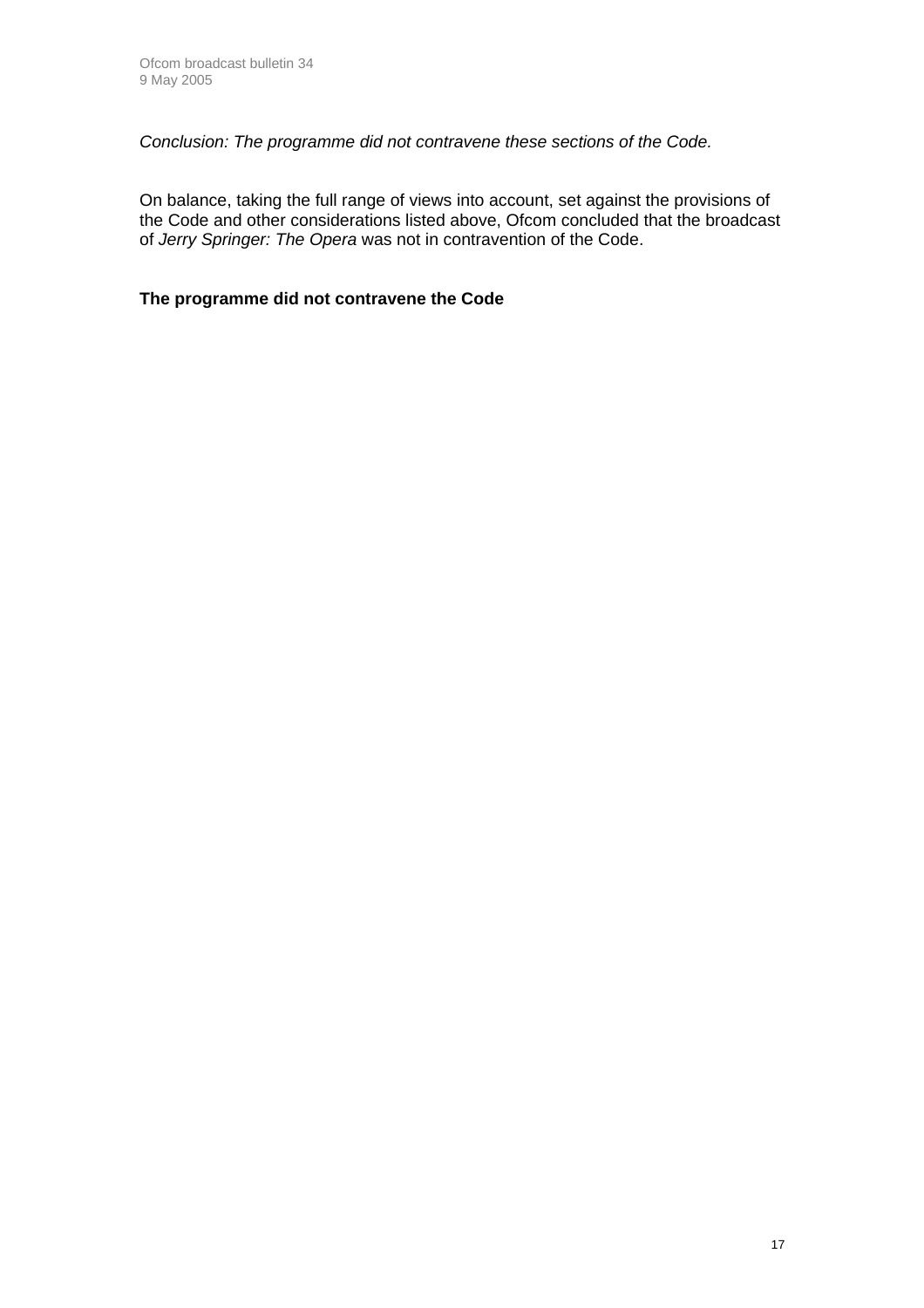*Conclusion: The programme did not contravene these sections of the Code.*

On balance, taking the full range of views into account, set against the provisions of the Code and other considerations listed above, Ofcom concluded that the broadcast of *Jerry Springer: The Opera* was not in contravention of the Code.

**The programme did not contravene the Code**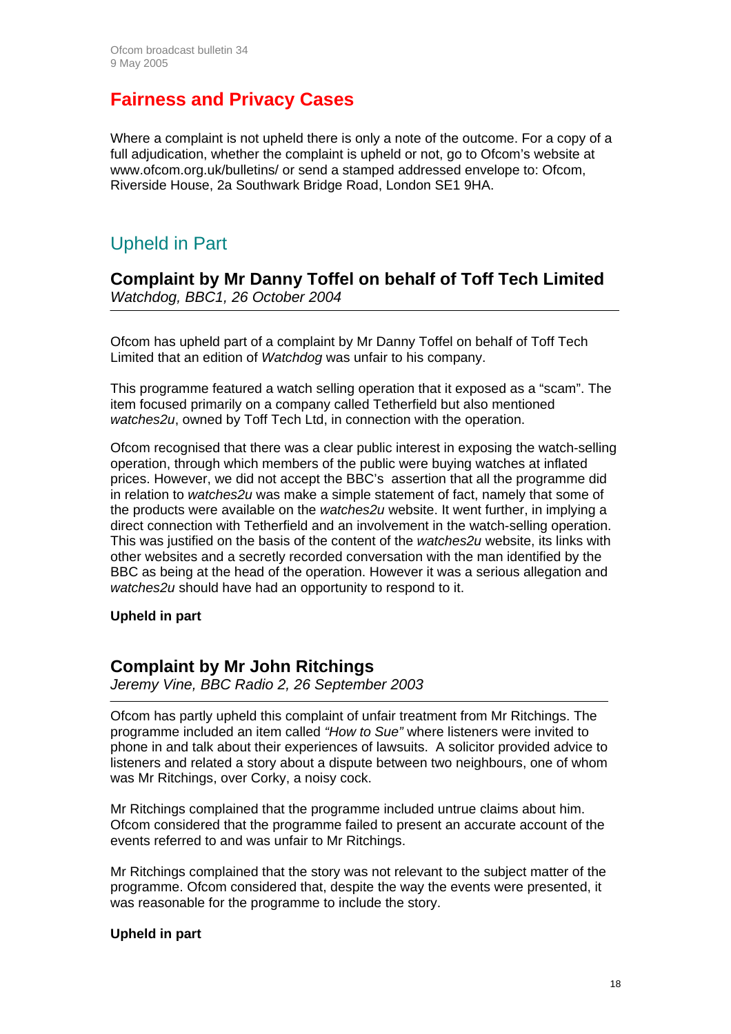# Fairness and Privacy Cases

Where a complaint is not upheld there is only a note of the outcome. For a copy of a full adjudication, whether the complaint is upheld or not, go to Ofcom's website at www.ofcom.org.uk/bulletins/ or send a stamped addressed envelope to: Ofcom, Riverside House, 2a Southwark Bridge Road, London SE1 9HA.

## Upheld in Part

### Complaint by Mr Danny Toffel on behalf of Toff Tech Limited
*Watchdog, BBC1, 26 October 2004*

---

Ofcom has upheld part of a complaint by Mr Danny Toffel on behalf of Toff Tech Limited that an edition of *Watchdog* was unfair to his company.

This programme featured a watch selling operation that it exposed as a "scam". The item focused primarily on a company called Tetherfield but also mentioned *watches2u*, owned by Toff Tech Ltd, in connection with the operation.

Ofcom recognised that there was a clear public interest in exposing the watch-selling operation, through which members of the public were buying watches at inflated prices. However, we did not accept the BBC's assertion that all the programme did in relation to *watches2u* was make a simple statement of fact, namely that some of the products were available on the *watches2u* website. It went further, in implying a direct connection with Tetherfield and an involvement in the watch-selling operation. This was justified on the basis of the content of the *watches2u* website, its links with other websites and a secretly recorded conversation with the man identified by the BBC as being at the head of the operation. However it was a serious allegation and *watches2u* should have had an opportunity to respond to it.

**Upheld in part**

### Complaint by Mr John Ritchings
*Jeremy Vine, BBC Radio 2, 26 September 2003*

---

Ofcom has partly upheld this complaint of unfair treatment from Mr Ritchings. The programme included an item called *"How to Sue"* where listeners were invited to phone in and talk about their experiences of lawsuits. A solicitor provided advice to listeners and related a story about a dispute between two neighbours, one of whom was Mr Ritchings, over Corky, a noisy cock.

Mr Ritchings complained that the programme included untrue claims about him. Ofcom considered that the programme failed to present an accurate account of the events referred to and was unfair to Mr Ritchings.

Mr Ritchings complained that the story was not relevant to the subject matter of the programme. Ofcom considered that, despite the way the events were presented, it was reasonable for the programme to include the story.

**Upheld in part**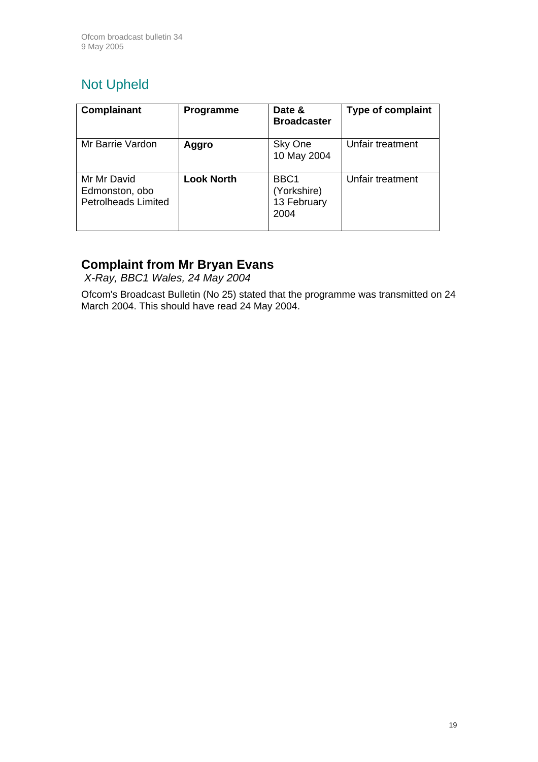## Not Upheld

| Complainant | Programme | Date & Broadcaster | Type of complaint |
|---|---|---|---|
| Mr Barrie Vardon | **Aggro** | Sky One 10 May 2004 | Unfair treatment |
| Mr Mr David Edmonston, obo Petrolheads Limited | **Look North** | BBC1 (Yorkshire) 13 February 2004 | Unfair treatment |

### Complaint from Mr Bryan Evans

*X-Ray, BBC1 Wales, 24 May 2004*

Ofcom's Broadcast Bulletin (No 25) stated that the programme was transmitted on 24 March 2004. This should have read 24 May 2004.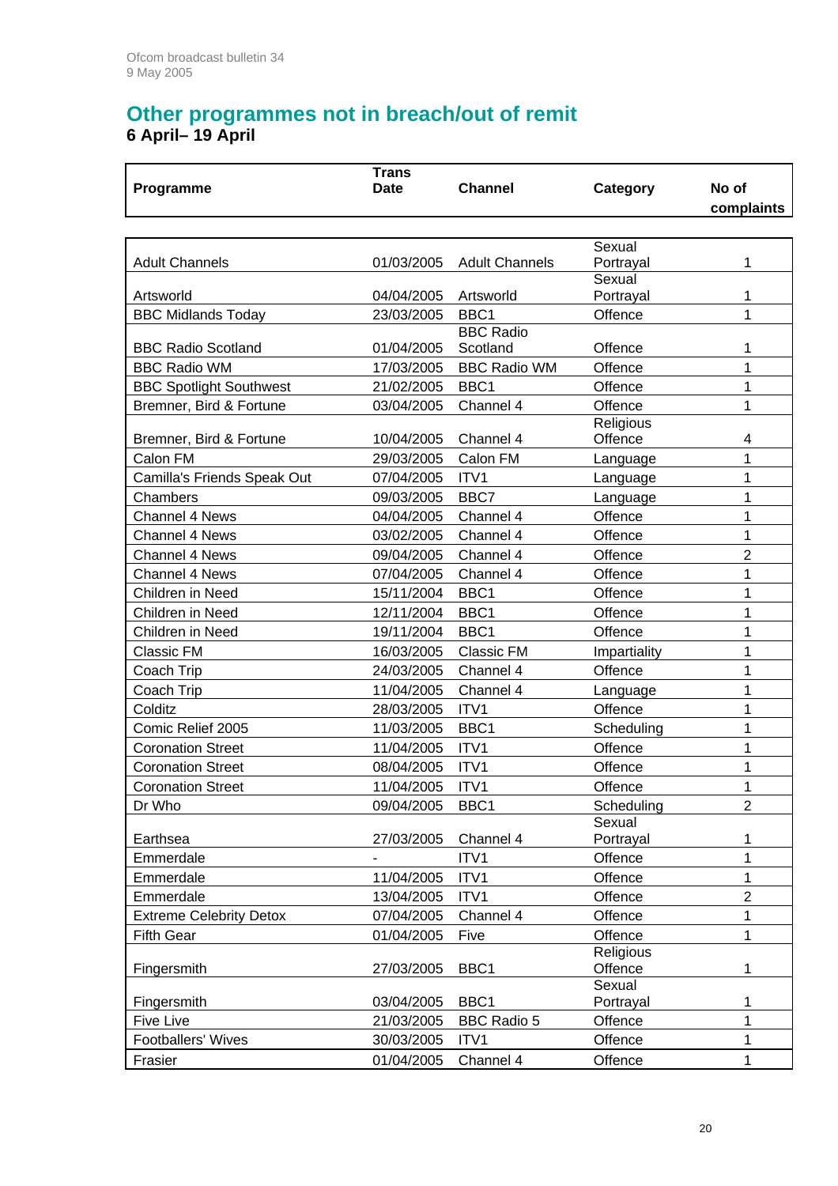## Other programmes not in breach/out of remit

**6 April– 19 April**

| Programme | Trans Date | Channel | Category | No of complaints |
|---|---|---|---|---|
| Adult Channels | 01/03/2005 | Adult Channels | Sexual Portrayal | 1 |
| Artsworld | 04/04/2005 | Artsworld | Sexual Portrayal | 1 |
| BBC Midlands Today | 23/03/2005 | BBC1 | Offence | 1 |
| BBC Radio Scotland | 01/04/2005 | BBC Radio Scotland | Offence | 1 |
| BBC Radio WM | 17/03/2005 | BBC Radio WM | Offence | 1 |
| BBC Spotlight Southwest | 21/02/2005 | BBC1 | Offence | 1 |
| Bremner, Bird & Fortune | 03/04/2005 | Channel 4 | Offence | 1 |
| Bremner, Bird & Fortune | 10/04/2005 | Channel 4 | Religious Offence | 4 |
| Calon FM | 29/03/2005 | Calon FM | Language | 1 |
| Camilla's Friends Speak Out | 07/04/2005 | ITV1 | Language | 1 |
| Chambers | 09/03/2005 | BBC7 | Language | 1 |
| Channel 4 News | 04/04/2005 | Channel 4 | Offence | 1 |
| Channel 4 News | 03/02/2005 | Channel 4 | Offence | 1 |
| Channel 4 News | 09/04/2005 | Channel 4 | Offence | 2 |
| Channel 4 News | 07/04/2005 | Channel 4 | Offence | 1 |
| Children in Need | 15/11/2004 | BBC1 | Offence | 1 |
| Children in Need | 12/11/2004 | BBC1 | Offence | 1 |
| Children in Need | 19/11/2004 | BBC1 | Offence | 1 |
| Classic FM | 16/03/2005 | Classic FM | Impartiality | 1 |
| Coach Trip | 24/03/2005 | Channel 4 | Offence | 1 |
| Coach Trip | 11/04/2005 | Channel 4 | Language | 1 |
| Colditz | 28/03/2005 | ITV1 | Offence | 1 |
| Comic Relief 2005 | 11/03/2005 | BBC1 | Scheduling | 1 |
| Coronation Street | 11/04/2005 | ITV1 | Offence | 1 |
| Coronation Street | 08/04/2005 | ITV1 | Offence | 1 |
| Coronation Street | 11/04/2005 | ITV1 | Offence | 1 |
| Dr Who | 09/04/2005 | BBC1 | Scheduling | 2 |
| Earthsea | 27/03/2005 | Channel 4 | Sexual Portrayal | 1 |
| Emmerdale | - | ITV1 | Offence | 1 |
| Emmerdale | 11/04/2005 | ITV1 | Offence | 1 |
| Emmerdale | 13/04/2005 | ITV1 | Offence | 2 |
| Extreme Celebrity Detox | 07/04/2005 | Channel 4 | Offence | 1 |
| Fifth Gear | 01/04/2005 | Five | Offence | 1 |
| Fingersmith | 27/03/2005 | BBC1 | Religious Offence | 1 |
| Fingersmith | 03/04/2005 | BBC1 | Sexual Portrayal | 1 |
| Five Live | 21/03/2005 | BBC Radio 5 | Offence | 1 |
| Footballers' Wives | 30/03/2005 | ITV1 | Offence | 1 |
| Frasier | 01/04/2005 | Channel 4 | Offence | 1 |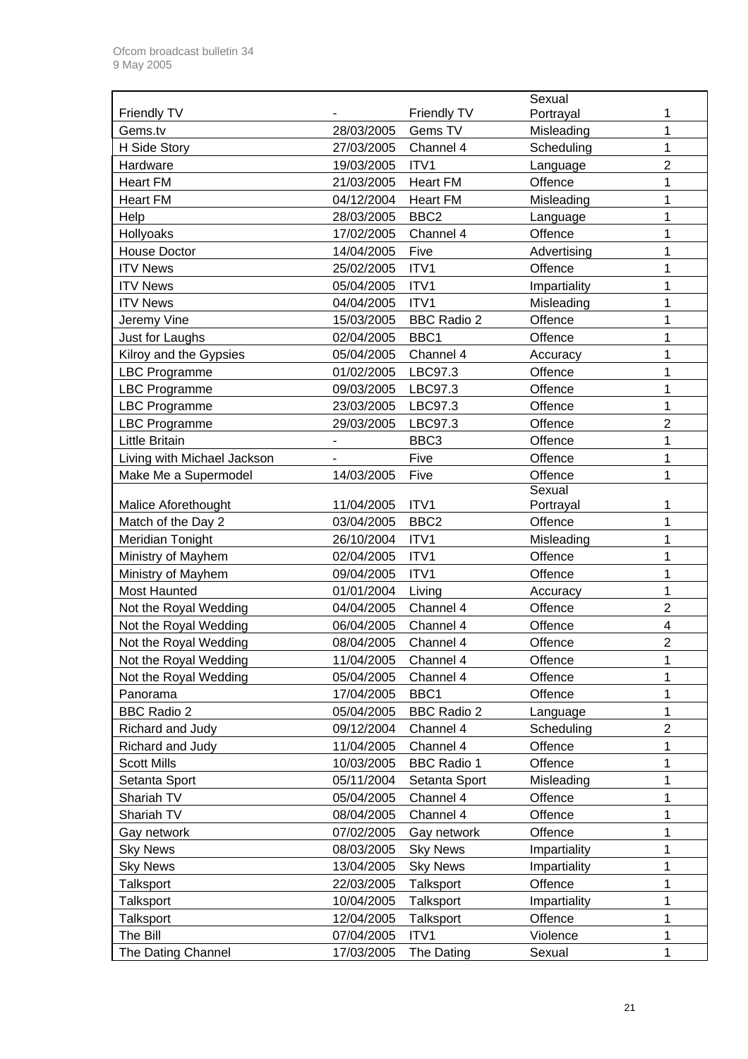| | | | | |
|---|---|---|---|---|
| Friendly TV | - | Friendly TV | Sexual Portrayal | 1 |
| Gems.tv | 28/03/2005 | Gems TV | Misleading | 1 |
| H Side Story | 27/03/2005 | Channel 4 | Scheduling | 1 |
| Hardware | 19/03/2005 | ITV1 | Language | 2 |
| Heart FM | 21/03/2005 | Heart FM | Offence | 1 |
| Heart FM | 04/12/2004 | Heart FM | Misleading | 1 |
| Help | 28/03/2005 | BBC2 | Language | 1 |
| Hollyoaks | 17/02/2005 | Channel 4 | Offence | 1 |
| House Doctor | 14/04/2005 | Five | Advertising | 1 |
| ITV News | 25/02/2005 | ITV1 | Offence | 1 |
| ITV News | 05/04/2005 | ITV1 | Impartiality | 1 |
| ITV News | 04/04/2005 | ITV1 | Misleading | 1 |
| Jeremy Vine | 15/03/2005 | BBC Radio 2 | Offence | 1 |
| Just for Laughs | 02/04/2005 | BBC1 | Offence | 1 |
| Kilroy and the Gypsies | 05/04/2005 | Channel 4 | Accuracy | 1 |
| LBC Programme | 01/02/2005 | LBC97.3 | Offence | 1 |
| LBC Programme | 09/03/2005 | LBC97.3 | Offence | 1 |
| LBC Programme | 23/03/2005 | LBC97.3 | Offence | 1 |
| LBC Programme | 29/03/2005 | LBC97.3 | Offence | 2 |
| Little Britain | - | BBC3 | Offence | 1 |
| Living with Michael Jackson | - | Five | Offence | 1 |
| Make Me a Supermodel | 14/03/2005 | Five | Offence | 1 |
| Malice Aforethought | 11/04/2005 | ITV1 | Sexual Portrayal | 1 |
| Match of the Day 2 | 03/04/2005 | BBC2 | Offence | 1 |
| Meridian Tonight | 26/10/2004 | ITV1 | Misleading | 1 |
| Ministry of Mayhem | 02/04/2005 | ITV1 | Offence | 1 |
| Ministry of Mayhem | 09/04/2005 | ITV1 | Offence | 1 |
| Most Haunted | 01/01/2004 | Living | Accuracy | 1 |
| Not the Royal Wedding | 04/04/2005 | Channel 4 | Offence | 2 |
| Not the Royal Wedding | 06/04/2005 | Channel 4 | Offence | 4 |
| Not the Royal Wedding | 08/04/2005 | Channel 4 | Offence | 2 |
| Not the Royal Wedding | 11/04/2005 | Channel 4 | Offence | 1 |
| Not the Royal Wedding | 05/04/2005 | Channel 4 | Offence | 1 |
| Panorama | 17/04/2005 | BBC1 | Offence | 1 |
| BBC Radio 2 | 05/04/2005 | BBC Radio 2 | Language | 1 |
| Richard and Judy | 09/12/2004 | Channel 4 | Scheduling | 2 |
| Richard and Judy | 11/04/2005 | Channel 4 | Offence | 1 |
| Scott Mills | 10/03/2005 | BBC Radio 1 | Offence | 1 |
| Setanta Sport | 05/11/2004 | Setanta Sport | Misleading | 1 |
| Shariah TV | 05/04/2005 | Channel 4 | Offence | 1 |
| Shariah TV | 08/04/2005 | Channel 4 | Offence | 1 |
| Gay network | 07/02/2005 | Gay network | Offence | 1 |
| Sky News | 08/03/2005 | Sky News | Impartiality | 1 |
| Sky News | 13/04/2005 | Sky News | Impartiality | 1 |
| Talksport | 22/03/2005 | Talksport | Offence | 1 |
| Talksport | 10/04/2005 | Talksport | Impartiality | 1 |
| Talksport | 12/04/2005 | Talksport | Offence | 1 |
| The Bill | 07/04/2005 | ITV1 | Violence | 1 |
| The Dating Channel | 17/03/2005 | The Dating | Sexual | 1 |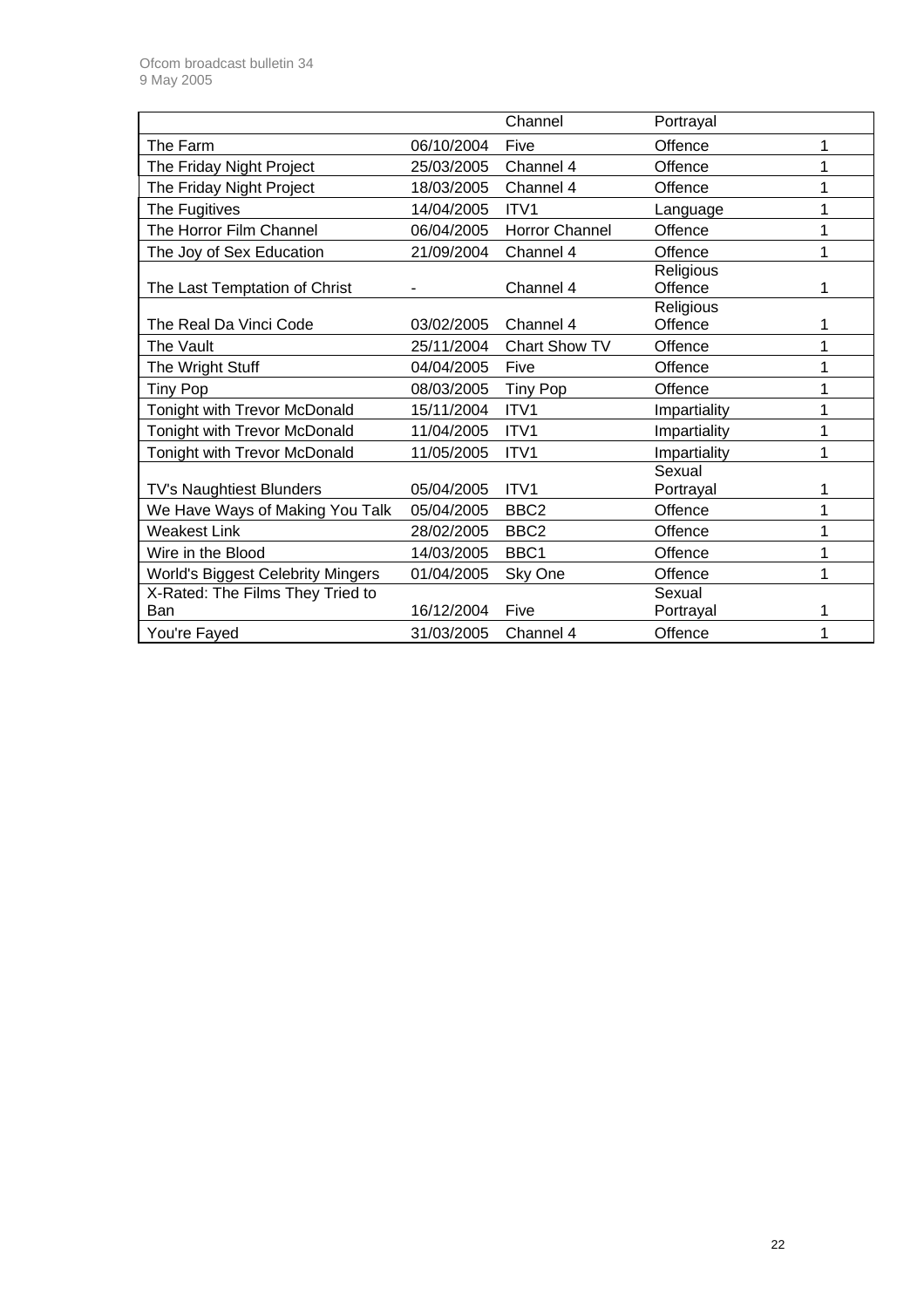| | | Channel | Portrayal | |
|---|---|---|---|---|
| The Farm | 06/10/2004 | Five | Offence | 1 |
| The Friday Night Project | 25/03/2005 | Channel 4 | Offence | 1 |
| The Friday Night Project | 18/03/2005 | Channel 4 | Offence | 1 |
| The Fugitives | 14/04/2005 | ITV1 | Language | 1 |
| The Horror Film Channel | 06/04/2005 | Horror Channel | Offence | 1 |
| The Joy of Sex Education | 21/09/2004 | Channel 4 | Offence | 1 |
| The Last Temptation of Christ | - | Channel 4 | Religious Offence | 1 |
| The Real Da Vinci Code | 03/02/2005 | Channel 4 | Religious Offence | 1 |
| The Vault | 25/11/2004 | Chart Show TV | Offence | 1 |
| The Wright Stuff | 04/04/2005 | Five | Offence | 1 |
| Tiny Pop | 08/03/2005 | Tiny Pop | Offence | 1 |
| Tonight with Trevor McDonald | 15/11/2004 | ITV1 | Impartiality | 1 |
| Tonight with Trevor McDonald | 11/04/2005 | ITV1 | Impartiality | 1 |
| Tonight with Trevor McDonald | 11/05/2005 | ITV1 | Impartiality | 1 |
| TV's Naughtiest Blunders | 05/04/2005 | ITV1 | Sexual Portrayal | 1 |
| We Have Ways of Making You Talk | 05/04/2005 | BBC2 | Offence | 1 |
| Weakest Link | 28/02/2005 | BBC2 | Offence | 1 |
| Wire in the Blood | 14/03/2005 | BBC1 | Offence | 1 |
| World's Biggest Celebrity Mingers | 01/04/2005 | Sky One | Offence | 1 |
| X-Rated: The Films They Tried to Ban | 16/12/2004 | Five | Sexual Portrayal | 1 |
| You're Fayed | 31/03/2005 | Channel 4 | Offence | 1 |